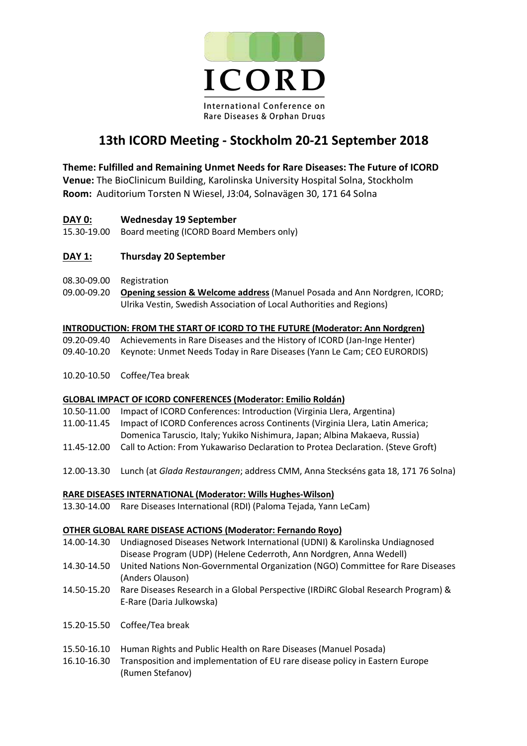ICORD

International Conference on Rare Diseases & Orphan Drugs

# 13th ICORD Meeting - Stockholm 20-21 September 2018

**Theme: Fulfilled and Remaining Unmet Needs for Rare Diseases: The Future of ICORD**
**Venue:** The BioClinicum Building, Karolinska University Hospital Solna, Stockholm
**Room:** Auditorium Torsten N Wiesel, J3:04, Solnavägen 30, 171 64 Solna

## DAY 0: Wednesday 19 September

15.30-19.00 Board meeting (ICORD Board Members only)

## DAY 1: Thursday 20 September

08.30-09.00 Registration

09.00-09.20 **Opening session & Welcome address** (Manuel Posada and Ann Nordgren, ICORD; Ulrika Vestin, Swedish Association of Local Authorities and Regions)

### INTRODUCTION: FROM THE START OF ICORD TO THE FUTURE (Moderator: Ann Nordgren)

09.20-09.40 Achievements in Rare Diseases and the History of ICORD (Jan-Inge Henter)

09.40-10.20 Keynote: Unmet Needs Today in Rare Diseases (Yann Le Cam; CEO EURORDIS)

10.20-10.50 Coffee/Tea break

### GLOBAL IMPACT OF ICORD CONFERENCES (Moderator: Emilio Roldán)

10.50-11.00 Impact of ICORD Conferences: Introduction (Virginia Llera, Argentina)

11.00-11.45 Impact of ICORD Conferences across Continents (Virginia Llera, Latin America; Domenica Taruscio, Italy; Yukiko Nishimura, Japan; Albina Makaeva, Russia)

11.45-12.00 Call to Action: From Yukawariso Declaration to Protea Declaration. (Steve Groft)

12.00-13.30 Lunch (at *Glada Restaurangen*; address CMM, Anna Steckséns gata 18, 171 76 Solna)

### RARE DISEASES INTERNATIONAL (Moderator: Wills Hughes-Wilson)

13.30-14.00 Rare Diseases International (RDI) (Paloma Tejada, Yann LeCam)

### OTHER GLOBAL RARE DISEASE ACTIONS (Moderator: Fernando Royo)

14.00-14.30 Undiagnosed Diseases Network International (UDNI) & Karolinska Undiagnosed Disease Program (UDP) (Helene Cederroth, Ann Nordgren, Anna Wedell)

14.30-14.50 United Nations Non-Governmental Organization (NGO) Committee for Rare Diseases (Anders Olauson)

14.50-15.20 Rare Diseases Research in a Global Perspective (IRDiRC Global Research Program) & E-Rare (Daria Julkowska)

15.20-15.50 Coffee/Tea break

15.50-16.10 Human Rights and Public Health on Rare Diseases (Manuel Posada)

16.10-16.30 Transposition and implementation of EU rare disease policy in Eastern Europe (Rumen Stefanov)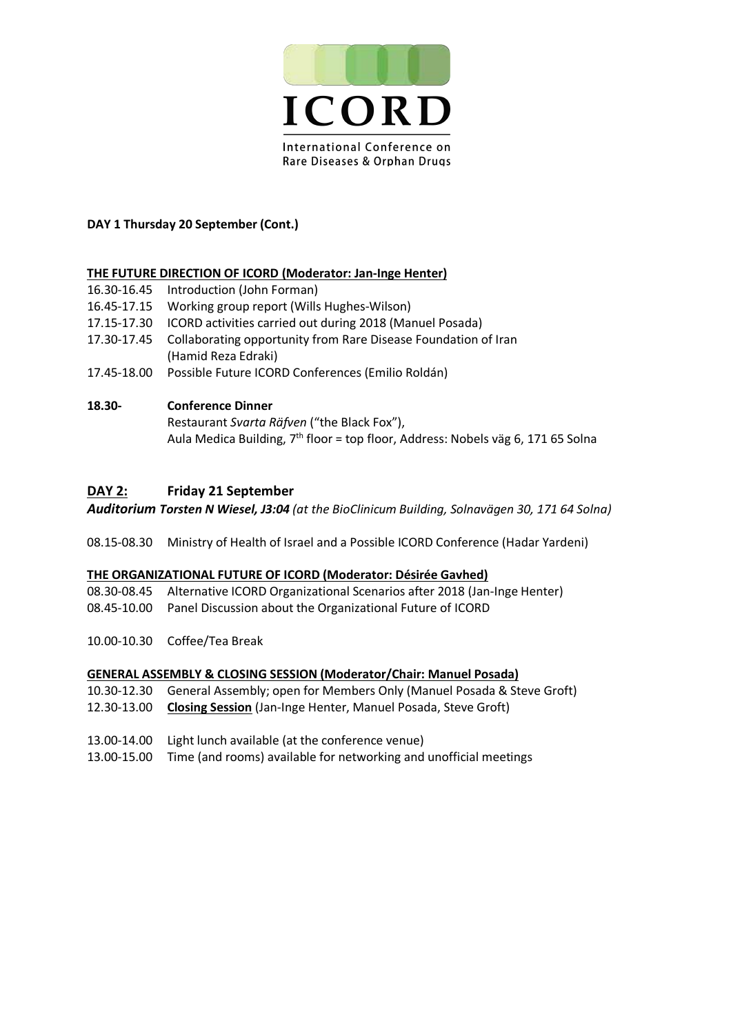ICORD

International Conference on Rare Diseases & Orphan Drugs

**DAY 1 Thursday 20 September (Cont.)**

**THE FUTURE DIRECTION OF ICORD (Moderator: Jan-Inge Henter)**

16.30-16.45 Introduction (John Forman)
16.45-17.15 Working group report (Wills Hughes-Wilson)
17.15-17.30 ICORD activities carried out during 2018 (Manuel Posada)
17.30-17.45 Collaborating opportunity from Rare Disease Foundation of Iran (Hamid Reza Edraki)
17.45-18.00 Possible Future ICORD Conferences (Emilio Roldán)

**18.30- Conference Dinner**
Restaurant *Svarta Räfven* ("the Black Fox"),
Aula Medica Building, 7th floor = top floor, Address: Nobels väg 6, 171 65 Solna

## DAY 2: Friday 21 September

***Auditorium Torsten N Wiesel, J3:04** (at the BioClinicum Building, Solnavägen 30, 171 64 Solna)*

08.15-08.30 Ministry of Health of Israel and a Possible ICORD Conference (Hadar Yardeni)

**THE ORGANIZATIONAL FUTURE OF ICORD (Moderator: Désirée Gavhed)**

08.30-08.45 Alternative ICORD Organizational Scenarios after 2018 (Jan-Inge Henter)
08.45-10.00 Panel Discussion about the Organizational Future of ICORD

10.00-10.30 Coffee/Tea Break

**GENERAL ASSEMBLY & CLOSING SESSION (Moderator/Chair: Manuel Posada)**

10.30-12.30 General Assembly; open for Members Only (Manuel Posada & Steve Groft)
12.30-13.00 **Closing Session** (Jan-Inge Henter, Manuel Posada, Steve Groft)

13.00-14.00 Light lunch available (at the conference venue)
13.00-15.00 Time (and rooms) available for networking and unofficial meetings